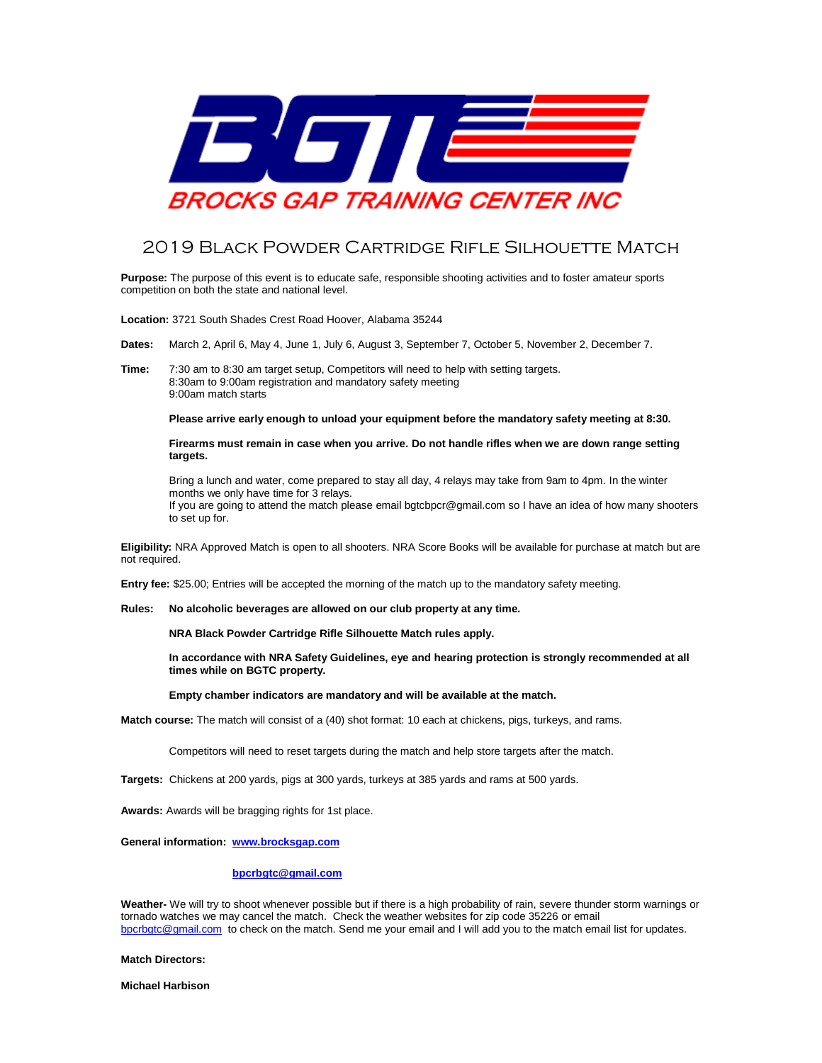BGTC

BROCKS GAP TRAINING CENTER INC

# 2019 Black Powder Cartridge Rifle Silhouette Match

**Purpose:** The purpose of this event is to educate safe, responsible shooting activities and to foster amateur sports competition on both the state and national level.

**Location:** 3721 South Shades Crest Road Hoover, Alabama 35244

**Dates:** March 2, April 6, May 4, June 1, July 6, August 3, September 7, October 5, November 2, December 7.

**Time:** 7:30 am to 8:30 am target setup, Competitors will need to help with setting targets.
8:30am to 9:00am registration and mandatory safety meeting
9:00am match starts

**Please arrive early enough to unload your equipment before the mandatory safety meeting at 8:30.**

**Firearms must remain in case when you arrive. Do not handle rifles when we are down range setting targets.**

Bring a lunch and water, come prepared to stay all day, 4 relays may take from 9am to 4pm. In the winter months we only have time for 3 relays.
If you are going to attend the match please email bgtcbpcr@gmail.com so I have an idea of how many shooters to set up for.

**Eligibility:** NRA Approved Match is open to all shooters. NRA Score Books will be available for purchase at match but are not required.

**Entry fee:** $25.00; Entries will be accepted the morning of the match up to the mandatory safety meeting.

**Rules:** **No alcoholic beverages are allowed on our club property at any time.**

**NRA Black Powder Cartridge Rifle Silhouette Match rules apply.**

**In accordance with NRA Safety Guidelines, eye and hearing protection is strongly recommended at all times while on BGTC property.**

**Empty chamber indicators are mandatory and will be available at the match.**

**Match course:** The match will consist of a (40) shot format: 10 each at chickens, pigs, turkeys, and rams.

Competitors will need to reset targets during the match and help store targets after the match.

**Targets:** Chickens at 200 yards, pigs at 300 yards, turkeys at 385 yards and rams at 500 yards.

**Awards:** Awards will be bragging rights for 1st place.

**General information:** **[www.brocksgap.com](http://www.brocksgap.com)**

**[bpcrbgtc@gmail.com](mailto:bpcrbgtc@gmail.com)**

**Weather-** We will try to shoot whenever possible but if there is a high probability of rain, severe thunder storm warnings or tornado watches we may cancel the match. Check the weather websites for zip code 35226 or email [bpcrbgtc@gmail.com](mailto:bpcrbgtc@gmail.com) to check on the match. Send me your email and I will add you to the match email list for updates.

**Match Directors:**

**Michael Harbison**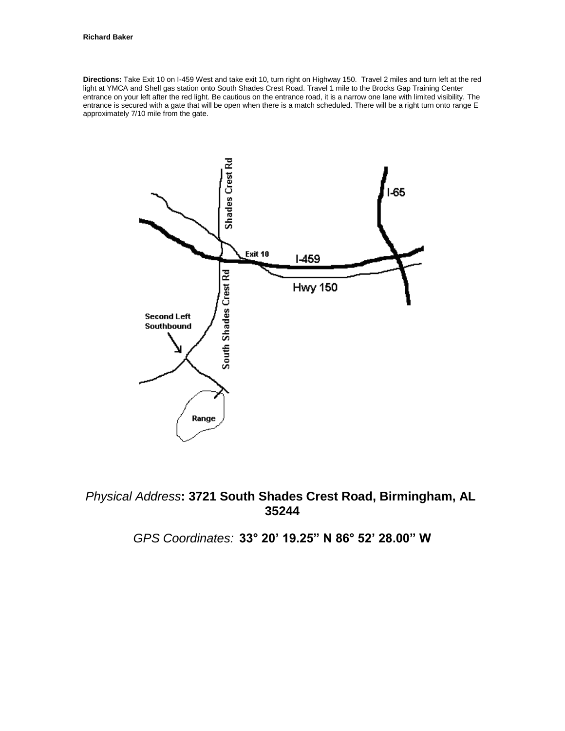**Richard Baker**

**Directions:** Take Exit 10 on I-459 West and take exit 10, turn right on Highway 150. Travel 2 miles and turn left at the red light at YMCA and Shell gas station onto South Shades Crest Road. Travel 1 mile to the Brocks Gap Training Center entrance on your left after the red light. Be cautious on the entrance road, it is a narrow one lane with limited visibility. The entrance is secured with a gate that will be open when there is a match scheduled. There will be a right turn onto range E approximately 7/10 mile from the gate.

Shades Crest Rd

I-65

Exit 10

I-459

Hwy 150

South Shades Crest Rd

Second Left
Southbound

Range

*Physical Address*: **3721 South Shades Crest Road, Birmingham, AL 35244**

*GPS Coordinates:* **33° 20' 19.25" N 86° 52' 28.00" W**